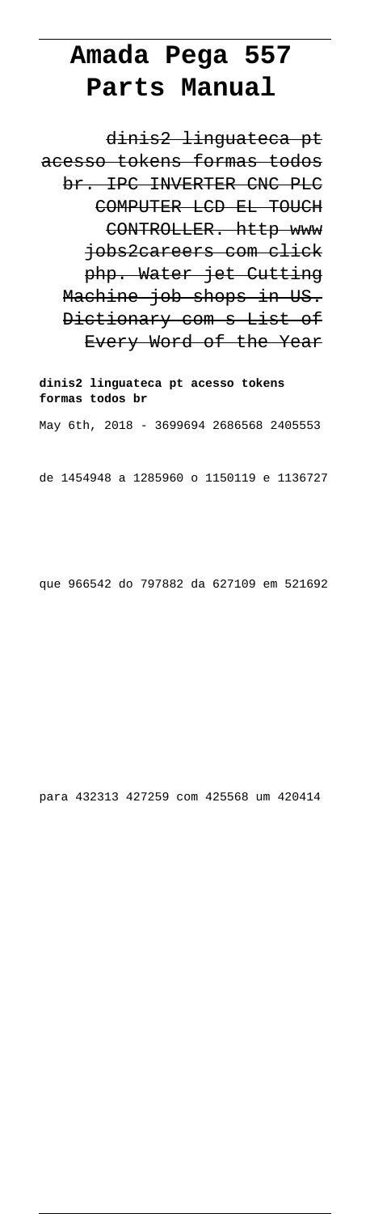# Amada Pega 557 Parts Manual

dinis2 linguateca pt acesso tokens formas todos br. IPC INVERTER CNC PLC COMPUTER LCD EL TOUCH CONTROLLER. http www jobs2careers com click php. Water jet Cutting Machine job shops in US. Dictionary com s List of Every Word of the Year

**dinis2 linguateca pt acesso tokens formas todos br**

May 6th, 2018 - 3699694 2686568 2405553 de 1454948 a 1285960 o 1150119 e 1136727 que 966542 do 797882 da 627109 em 521692 para 432313 427259 com 425568 um 420414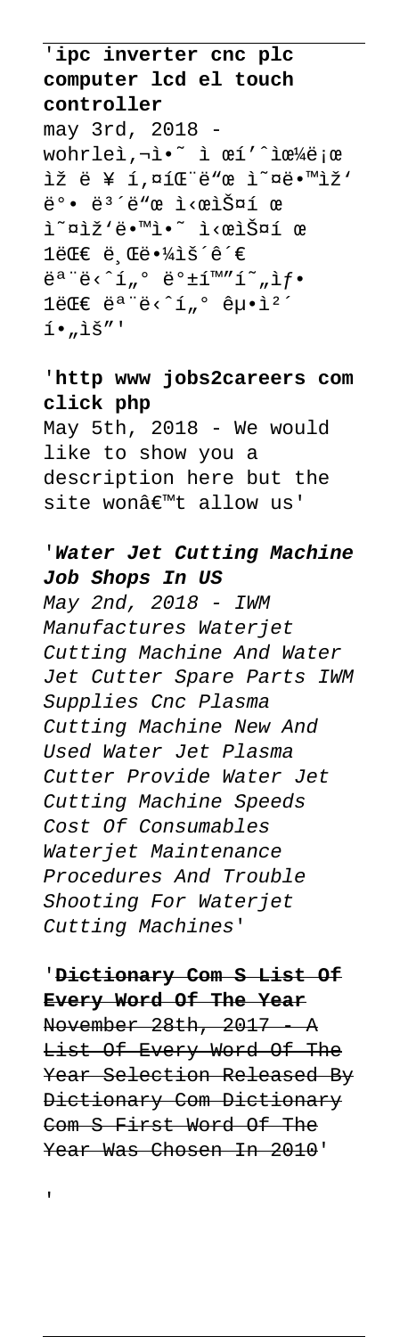'**ipc inverter cnc plc computer lcd el touch controller**

may 3rd, 2018 - wohrleì,¬ì•˜ ì œí'ˆìœ¼ë¡œ ìž ë ¥ í,¤íŒ¨ë"œ ì˜¤ë•™ìž' ë°• ë³´ë"œ ì‹œìŠ¤í œ ì˜¤ìž'ë•™ì•˜ ì‹œìŠ¤í œ 1ëŒ€ ë¸Œë•¼ìš´ê´€ ëª¨ë‹ˆí„° ë°±í™"í˜„ìƒ• 1ëŒ€ ëª¨ë‹ˆí„° êµ•ì²´ í•„ìš"'

'**http www jobs2careers com click php**

May 5th, 2018 - We would like to show you a description here but the site wonâ€™t allow us'

'***Water Jet Cutting Machine Job Shops In US***

*May 2nd, 2018 - IWM Manufactures Waterjet Cutting Machine And Water Jet Cutter Spare Parts IWM Supplies Cnc Plasma Cutting Machine New And Used Water Jet Plasma Cutter Provide Water Jet Cutting Machine Speeds Cost Of Consumables Waterjet Maintenance Procedures And Trouble Shooting For Waterjet Cutting Machines*'

'**Dictionary Com S List Of Every Word Of The Year**

~~November 28th, 2017 - A List Of Every Word Of The Year Selection Released By Dictionary Com Dictionary Com S First Word Of The Year Was Chosen In 2010~~'

'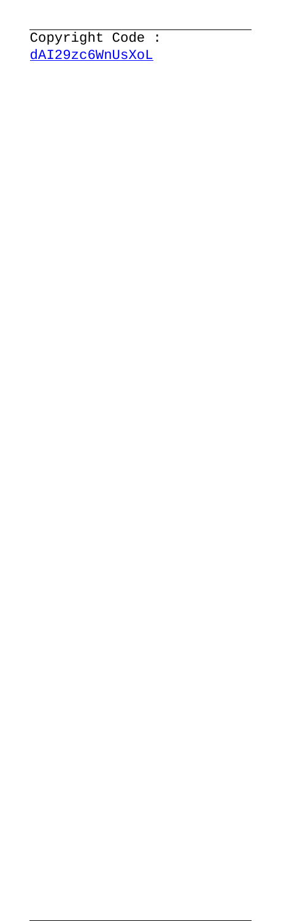Copyright Code : [dAI29zc6WnUsXoL]